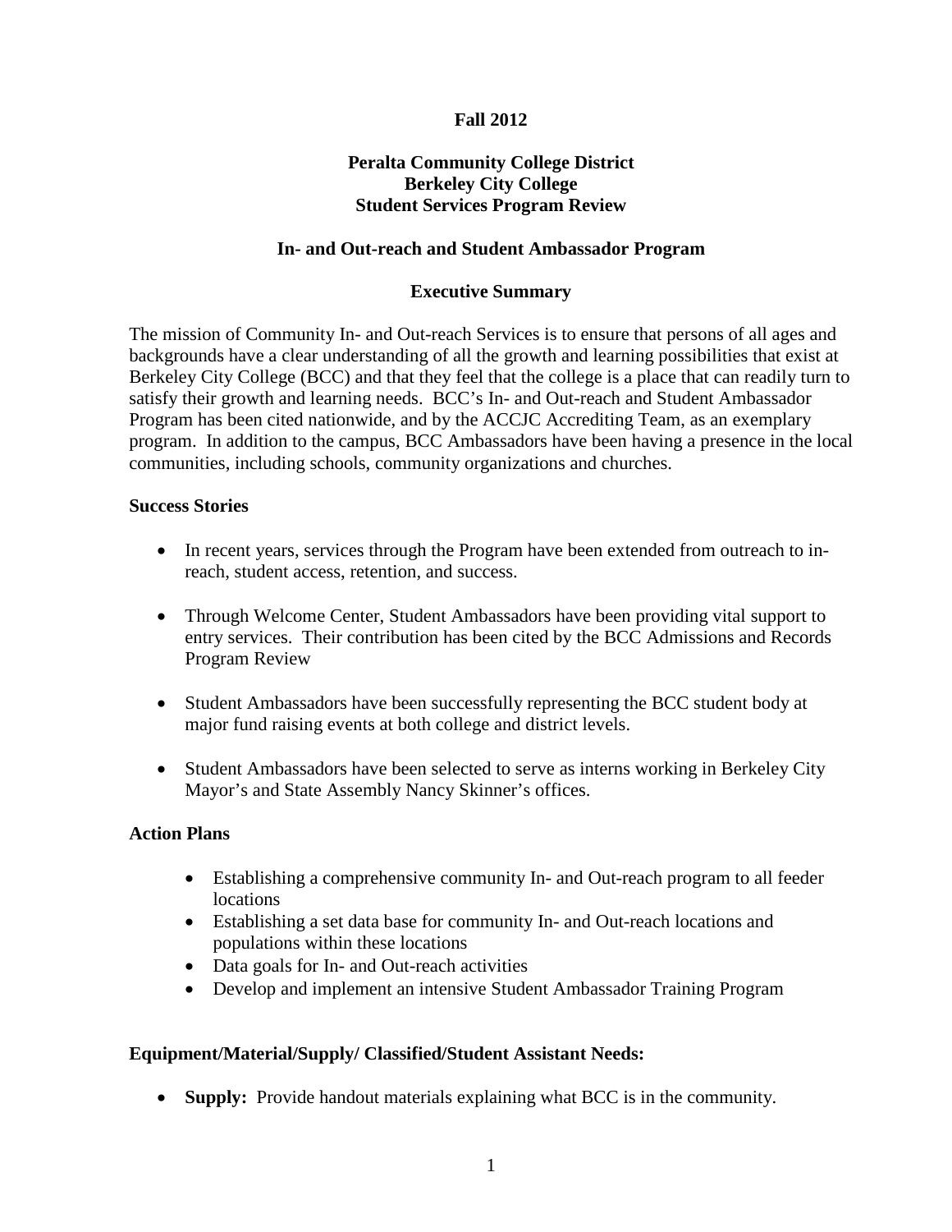**Fall 2012**

**Peralta Community College District**
**Berkeley City College**
**Student Services Program Review**

**In- and Out-reach and Student Ambassador Program**

**Executive Summary**

The mission of Community In- and Out-reach Services is to ensure that persons of all ages and backgrounds have a clear understanding of all the growth and learning possibilities that exist at Berkeley City College (BCC) and that they feel that the college is a place that can readily turn to satisfy their growth and learning needs. BCC's In- and Out-reach and Student Ambassador Program has been cited nationwide, and by the ACCJC Accrediting Team, as an exemplary program. In addition to the campus, BCC Ambassadors have been having a presence in the local communities, including schools, community organizations and churches.

**Success Stories**

- In recent years, services through the Program have been extended from outreach to in-reach, student access, retention, and success.
- Through Welcome Center, Student Ambassadors have been providing vital support to entry services. Their contribution has been cited by the BCC Admissions and Records Program Review
- Student Ambassadors have been successfully representing the BCC student body at major fund raising events at both college and district levels.
- Student Ambassadors have been selected to serve as interns working in Berkeley City Mayor's and State Assembly Nancy Skinner's offices.

**Action Plans**

- Establishing a comprehensive community In- and Out-reach program to all feeder locations
- Establishing a set data base for community In- and Out-reach locations and populations within these locations
- Data goals for In- and Out-reach activities
- Develop and implement an intensive Student Ambassador Training Program

**Equipment/Material/Supply/ Classified/Student Assistant Needs:**

- **Supply:** Provide handout materials explaining what BCC is in the community.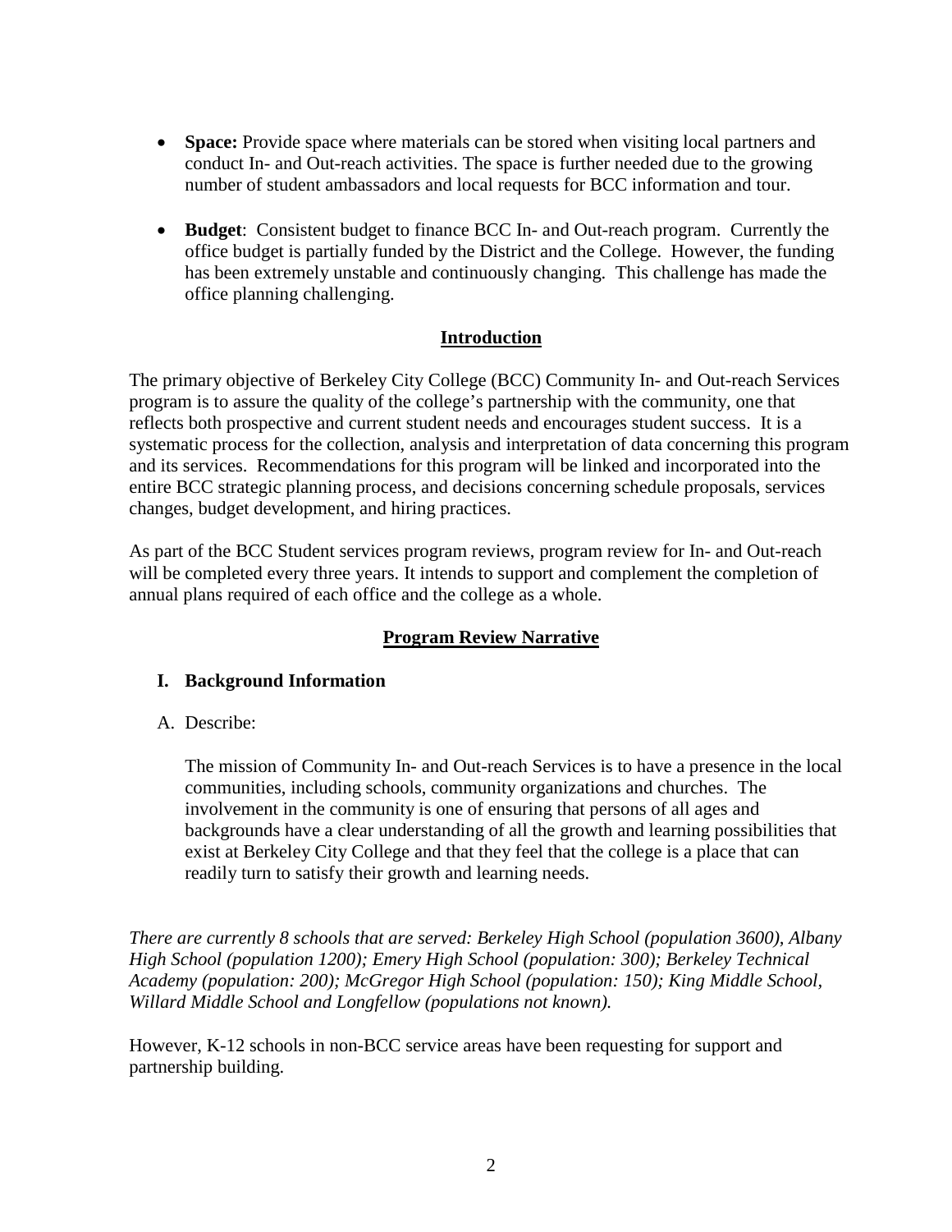- **Space:** Provide space where materials can be stored when visiting local partners and conduct In- and Out-reach activities. The space is further needed due to the growing number of student ambassadors and local requests for BCC information and tour.

- **Budget**: Consistent budget to finance BCC In- and Out-reach program. Currently the office budget is partially funded by the District and the College. However, the funding has been extremely unstable and continuously changing. This challenge has made the office planning challenging.

## Introduction

The primary objective of Berkeley City College (BCC) Community In- and Out-reach Services program is to assure the quality of the college's partnership with the community, one that reflects both prospective and current student needs and encourages student success. It is a systematic process for the collection, analysis and interpretation of data concerning this program and its services. Recommendations for this program will be linked and incorporated into the entire BCC strategic planning process, and decisions concerning schedule proposals, services changes, budget development, and hiring practices.

As part of the BCC Student services program reviews, program review for In- and Out-reach will be completed every three years. It intends to support and complement the completion of annual plans required of each office and the college as a whole.

## Program Review Narrative

### I. Background Information

A. Describe:

The mission of Community In- and Out-reach Services is to have a presence in the local communities, including schools, community organizations and churches. The involvement in the community is one of ensuring that persons of all ages and backgrounds have a clear understanding of all the growth and learning possibilities that exist at Berkeley City College and that they feel that the college is a place that can readily turn to satisfy their growth and learning needs.

*There are currently 8 schools that are served: Berkeley High School (population 3600), Albany High School (population 1200); Emery High School (population: 300); Berkeley Technical Academy (population: 200); McGregor High School (population: 150); King Middle School, Willard Middle School and Longfellow (populations not known).*

However, K-12 schools in non-BCC service areas have been requesting for support and partnership building.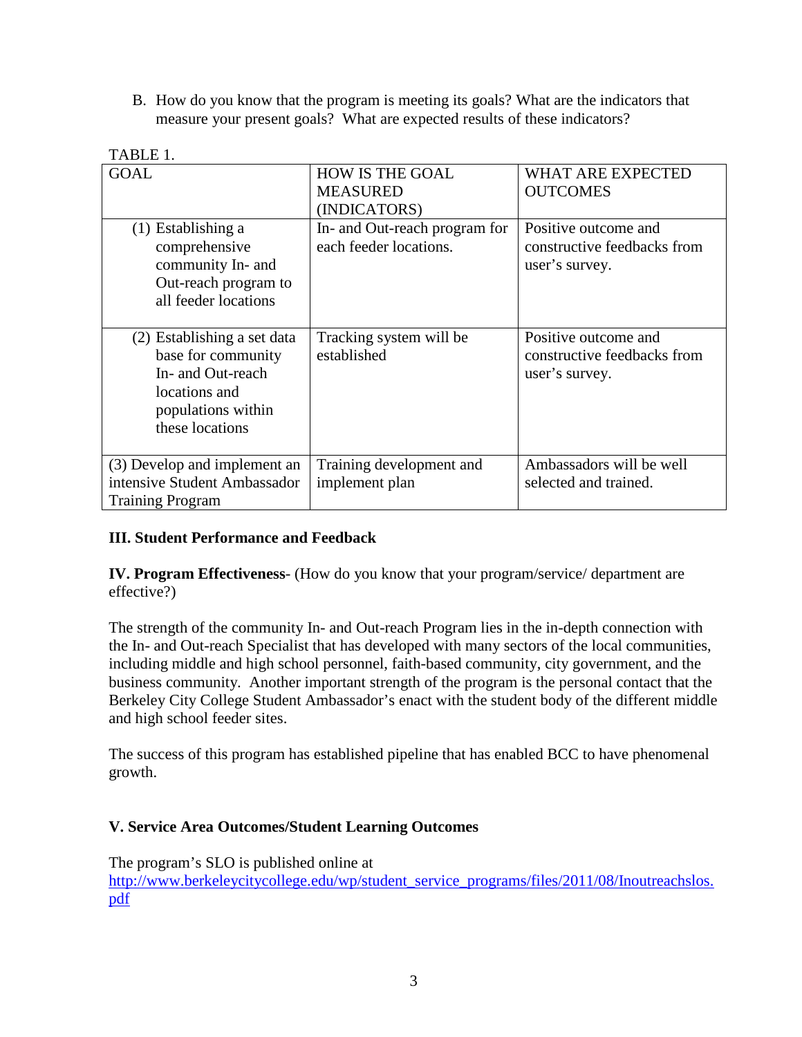B. How do you know that the program is meeting its goals? What are the indicators that measure your present goals? What are expected results of these indicators?

TABLE 1.

| GOAL | HOW IS THE GOAL MEASURED (INDICATORS) | WHAT ARE EXPECTED OUTCOMES |
|---|---|---|
| (1) Establishing a comprehensive community In- and Out-reach program to all feeder locations | In- and Out-reach program for each feeder locations. | Positive outcome and constructive feedbacks from user's survey. |
| (2) Establishing a set data base for community In- and Out-reach locations and populations within these locations | Tracking system will be established | Positive outcome and constructive feedbacks from user's survey. |
| (3) Develop and implement an intensive Student Ambassador Training Program | Training development and implement plan | Ambassadors will be well selected and trained. |

**III. Student Performance and Feedback**

**IV. Program Effectiveness**- (How do you know that your program/service/ department are effective?)

The strength of the community In- and Out-reach Program lies in the in-depth connection with the In- and Out-reach Specialist that has developed with many sectors of the local communities, including middle and high school personnel, faith-based community, city government, and the business community. Another important strength of the program is the personal contact that the Berkeley City College Student Ambassador's enact with the student body of the different middle and high school feeder sites.

The success of this program has established pipeline that has enabled BCC to have phenomenal growth.

**V. Service Area Outcomes/Student Learning Outcomes**

The program's SLO is published online at
http://www.berkeleycitycollege.edu/wp/student_service_programs/files/2011/08/Inoutreachslos.pdf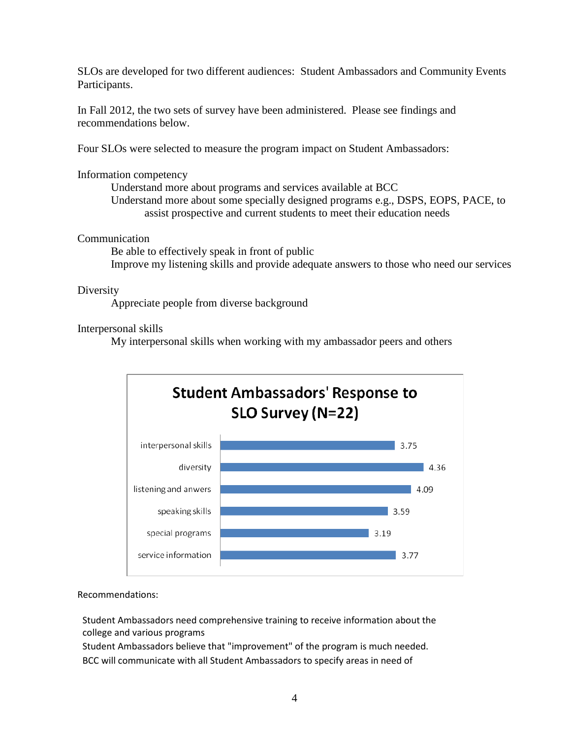SLOs are developed for two different audiences: Student Ambassadors and Community Events Participants.

In Fall 2012, the two sets of survey have been administered. Please see findings and recommendations below.

Four SLOs were selected to measure the program impact on Student Ambassadors:

Information competency

- Understand more about programs and services available at BCC
- Understand more about some specially designed programs e.g., DSPS, EOPS, PACE, to assist prospective and current students to meet their education needs

Communication

- Be able to effectively speak in front of public
- Improve my listening skills and provide adequate answers to those who need our services

Diversity

- Appreciate people from diverse background

Interpersonal skills

- My interpersonal skills when working with my ambassador peers and others

**Student Ambassadors' Response to SLO Survey (N=22)**

| SLO | Score |
| --- | --- |
| interpersonal skills | 3.75 |
| diversity | 4.36 |
| listening and anwers | 4.09 |
| speaking skills | 3.59 |
| special programs | 3.19 |
| service information | 3.77 |

Recommendations:

Student Ambassadors need comprehensive training to receive information about the college and various programs

Student Ambassadors believe that "improvement" of the program is much needed.

BCC will communicate with all Student Ambassadors to specify areas in need of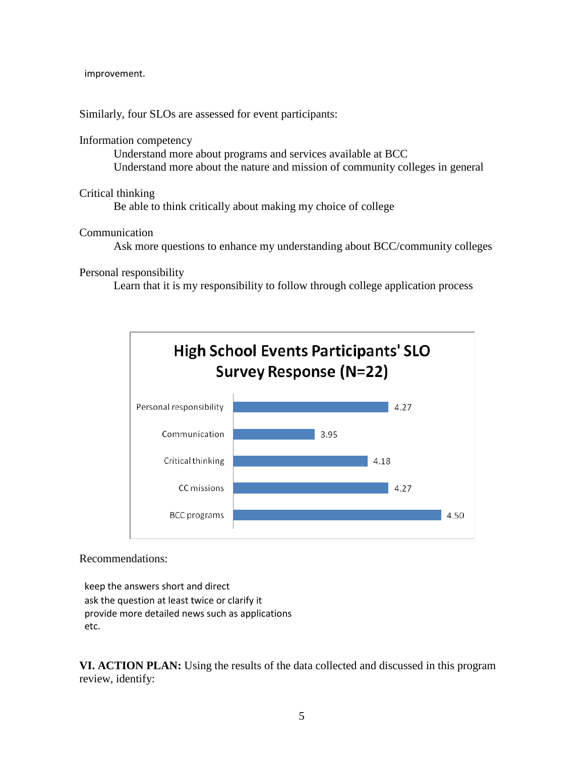improvement.

Similarly, four SLOs are assessed for event participants:

Information competency

  Understand more about programs and services available at BCC
  Understand more about the nature and mission of community colleges in general

Critical thinking

  Be able to think critically about making my choice of college

Communication

  Ask more questions to enhance my understanding about BCC/community colleges

Personal responsibility

  Learn that it is my responsibility to follow through college application process

**High School Events Participants' SLO Survey Response (N=22)**

| SLO | Score |
|---|---|
| Personal responsibility | 4.27 |
| Communication | 3.95 |
| Critical thinking | 4.18 |
| CC missions | 4.27 |
| BCC programs | 4.50 |

Recommendations:

keep the answers short and direct
ask the question at least twice or clarify it
provide more detailed news such as applications
etc.

**VI. ACTION PLAN:** Using the results of the data collected and discussed in this program review, identify: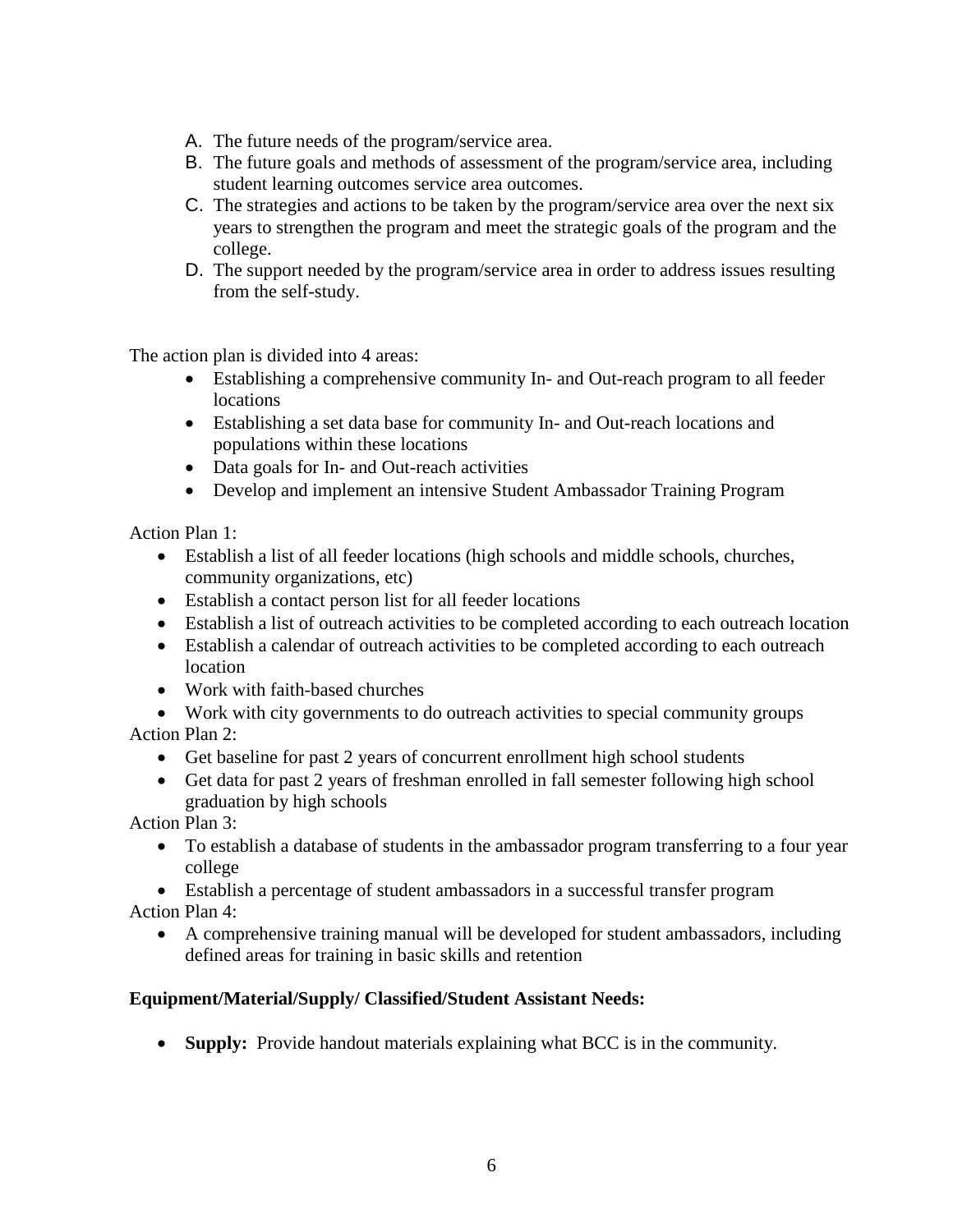A. The future needs of the program/service area.
B. The future goals and methods of assessment of the program/service area, including student learning outcomes service area outcomes.
C. The strategies and actions to be taken by the program/service area over the next six years to strengthen the program and meet the strategic goals of the program and the college.
D. The support needed by the program/service area in order to address issues resulting from the self-study.

The action plan is divided into 4 areas:

- Establishing a comprehensive community In- and Out-reach program to all feeder locations
- Establishing a set data base for community In- and Out-reach locations and populations within these locations
- Data goals for In- and Out-reach activities
- Develop and implement an intensive Student Ambassador Training Program

Action Plan 1:

- Establish a list of all feeder locations (high schools and middle schools, churches, community organizations, etc)
- Establish a contact person list for all feeder locations
- Establish a list of outreach activities to be completed according to each outreach location
- Establish a calendar of outreach activities to be completed according to each outreach location
- Work with faith-based churches
- Work with city governments to do outreach activities to special community groups

Action Plan 2:

- Get baseline for past 2 years of concurrent enrollment high school students
- Get data for past 2 years of freshman enrolled in fall semester following high school graduation by high schools

Action Plan 3:

- To establish a database of students in the ambassador program transferring to a four year college
- Establish a percentage of student ambassadors in a successful transfer program

Action Plan 4:

- A comprehensive training manual will be developed for student ambassadors, including defined areas for training in basic skills and retention

**Equipment/Material/Supply/ Classified/Student Assistant Needs:**

- **Supply:** Provide handout materials explaining what BCC is in the community.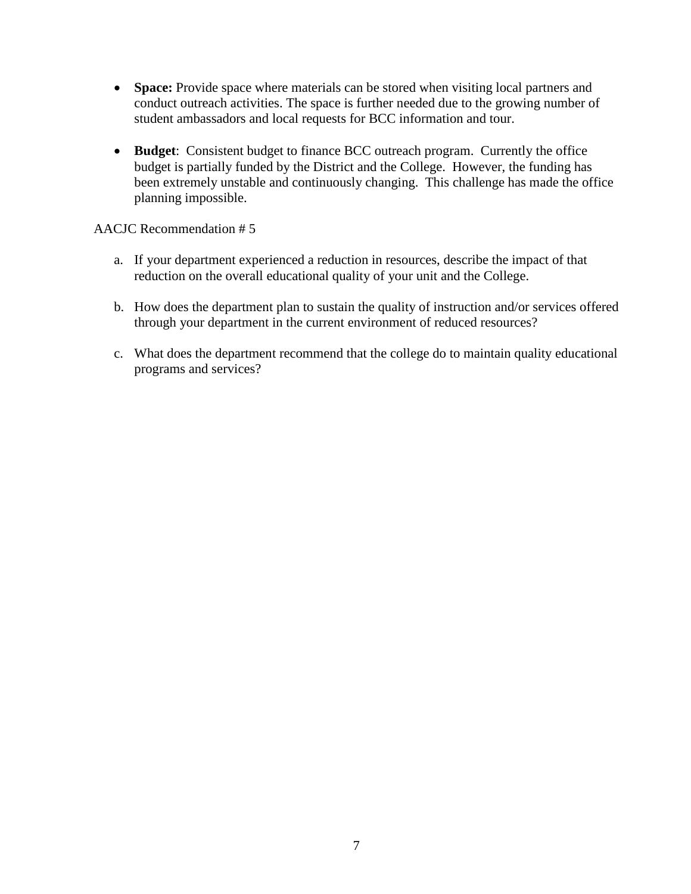- **Space:** Provide space where materials can be stored when visiting local partners and conduct outreach activities. The space is further needed due to the growing number of student ambassadors and local requests for BCC information and tour.

- **Budget**: Consistent budget to finance BCC outreach program. Currently the office budget is partially funded by the District and the College. However, the funding has been extremely unstable and continuously changing. This challenge has made the office planning impossible.

AACJC Recommendation # 5

a. If your department experienced a reduction in resources, describe the impact of that reduction on the overall educational quality of your unit and the College.

b. How does the department plan to sustain the quality of instruction and/or services offered through your department in the current environment of reduced resources?

c. What does the department recommend that the college do to maintain quality educational programs and services?